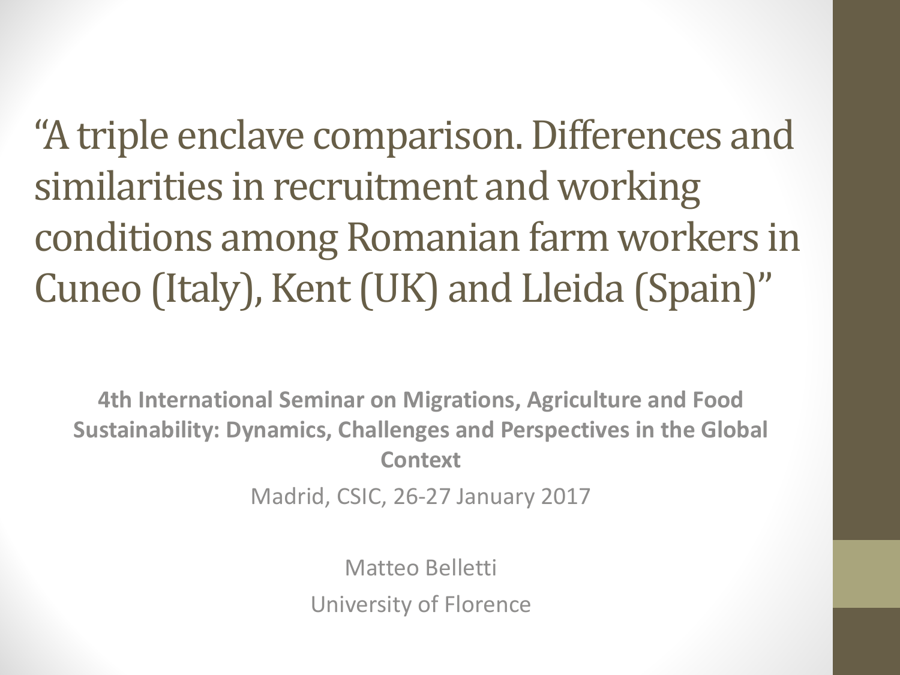# "A triple enclave comparison. Differences and similarities in recruitment and working conditions among Romanian farm workers in Cuneo (Italy), Kent (UK) and Lleida (Spain)"

**4th International Seminar on Migrations, Agriculture and Food Sustainability: Dynamics, Challenges and Perspectives in the Global Context**

Madrid, CSIC, 26-27 January 2017

Matteo Belletti

University of Florence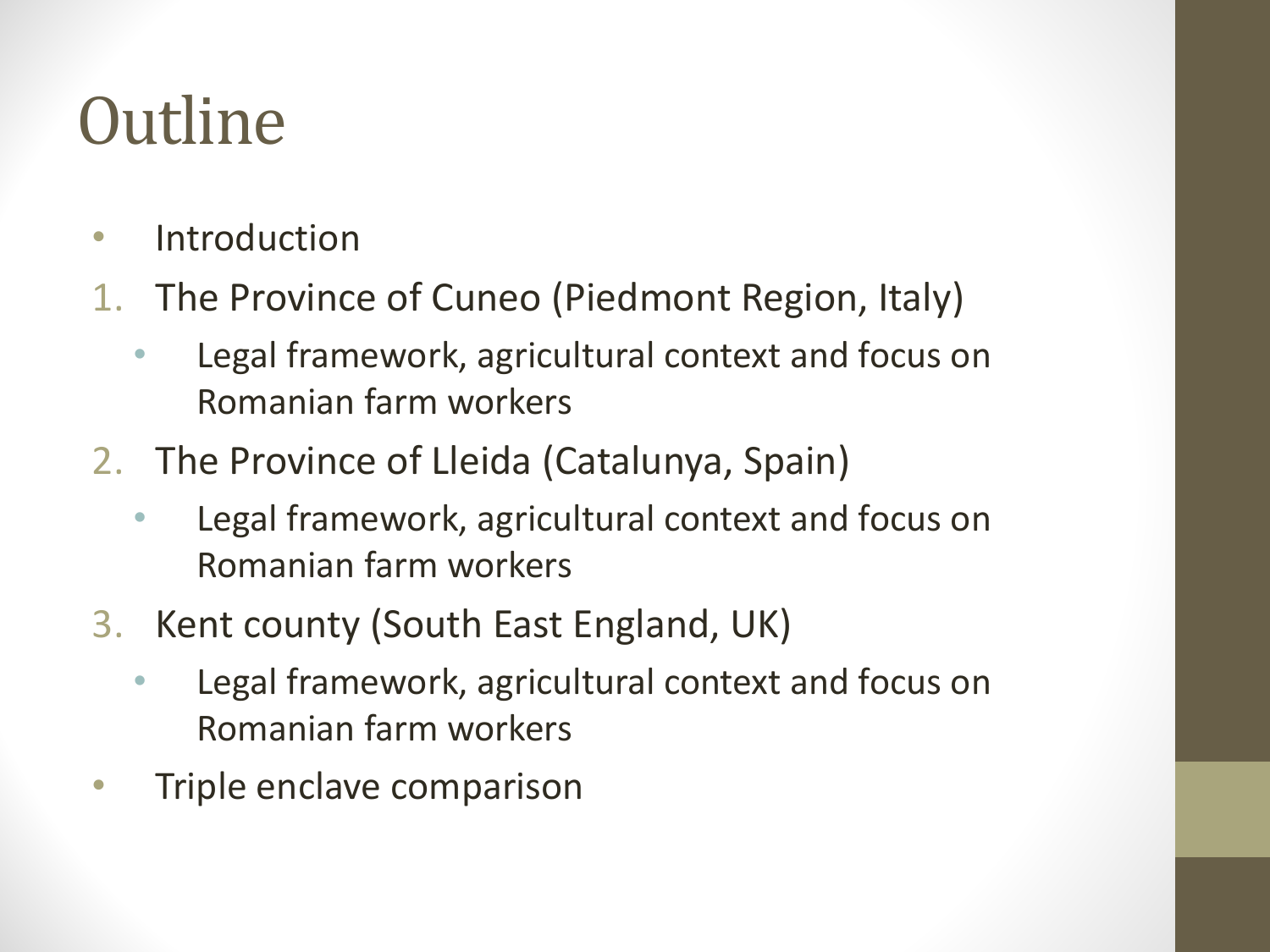# Outline

- Introduction

1. The Province of Cuneo (Piedmont Region, Italy)
   - Legal framework, agricultural context and focus on Romanian farm workers
2. The Province of Lleida (Catalunya, Spain)
   - Legal framework, agricultural context and focus on Romanian farm workers
3. Kent county (South East England, UK)
   - Legal framework, agricultural context and focus on Romanian farm workers

- Triple enclave comparison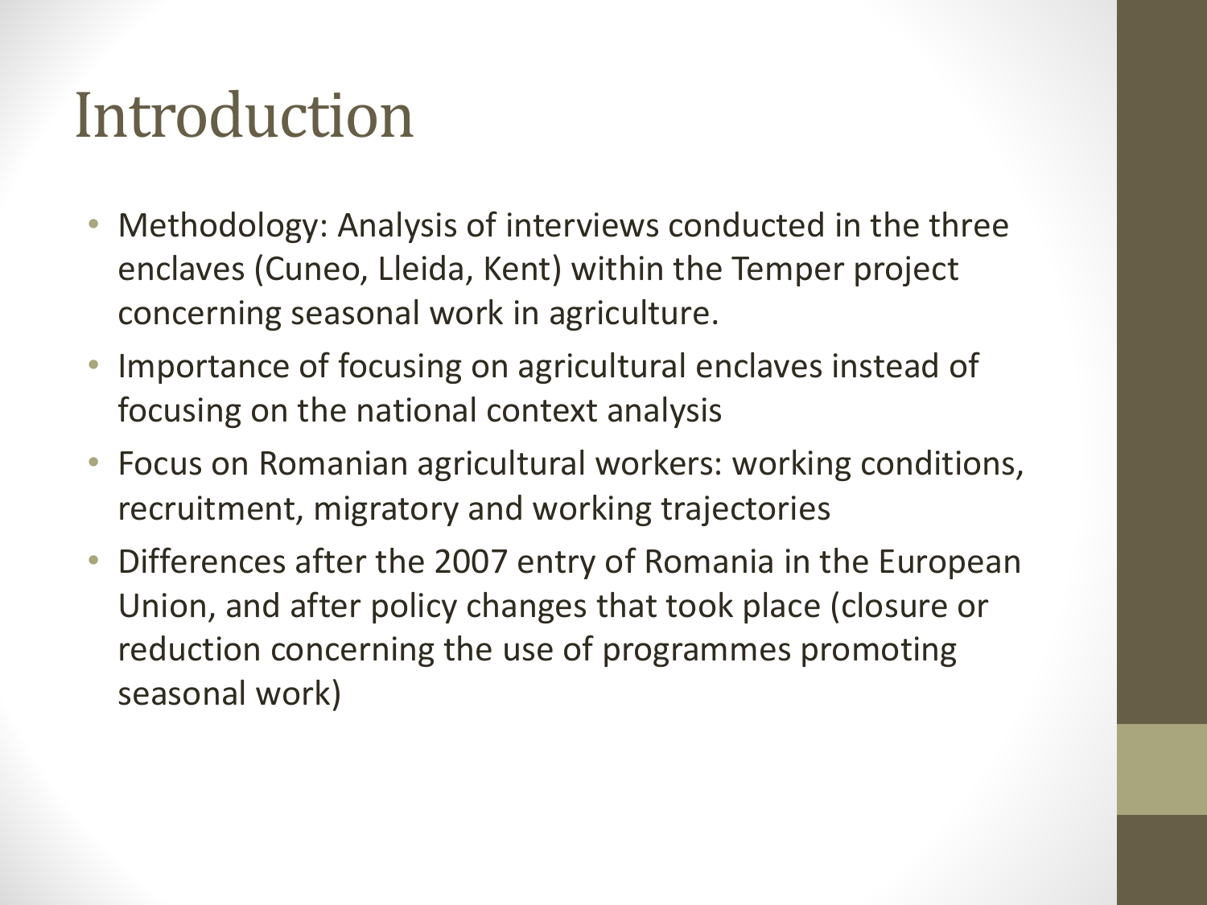# Introduction

- Methodology: Analysis of interviews conducted in the three enclaves (Cuneo, Lleida, Kent) within the Temper project concerning seasonal work in agriculture.
- Importance of focusing on agricultural enclaves instead of focusing on the national context analysis
- Focus on Romanian agricultural workers: working conditions, recruitment, migratory and working trajectories
- Differences after the 2007 entry of Romania in the European Union, and after policy changes that took place (closure or reduction concerning the use of programmes promoting seasonal work)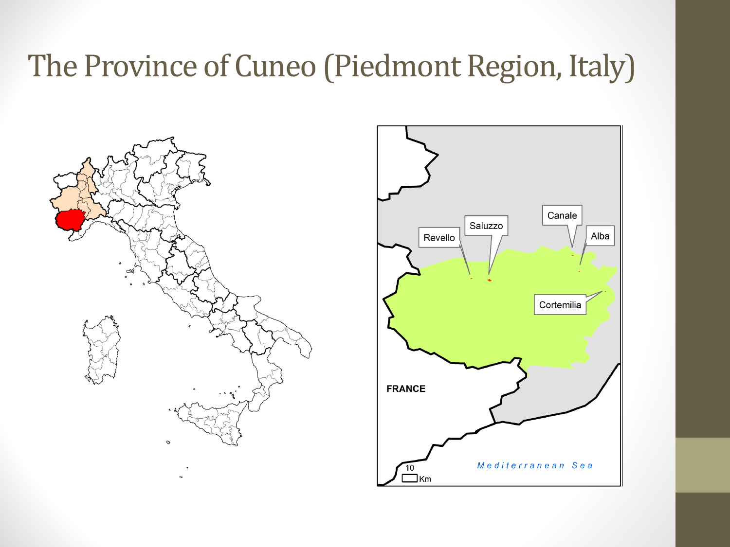# The Province of Cuneo (Piedmont Region, Italy)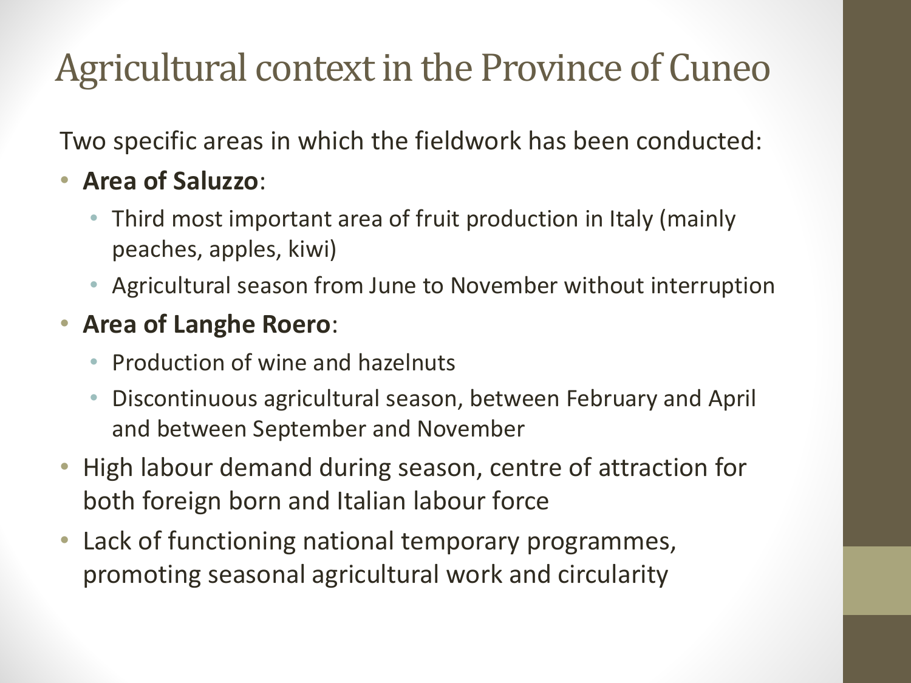# Agricultural context in the Province of Cuneo

Two specific areas in which the fieldwork has been conducted:

- **Area of Saluzzo**:
  - Third most important area of fruit production in Italy (mainly peaches, apples, kiwi)
  - Agricultural season from June to November without interruption
- **Area of Langhe Roero**:
  - Production of wine and hazelnuts
  - Discontinuous agricultural season, between February and April and between September and November
- High labour demand during season, centre of attraction for both foreign born and Italian labour force
- Lack of functioning national temporary programmes, promoting seasonal agricultural work and circularity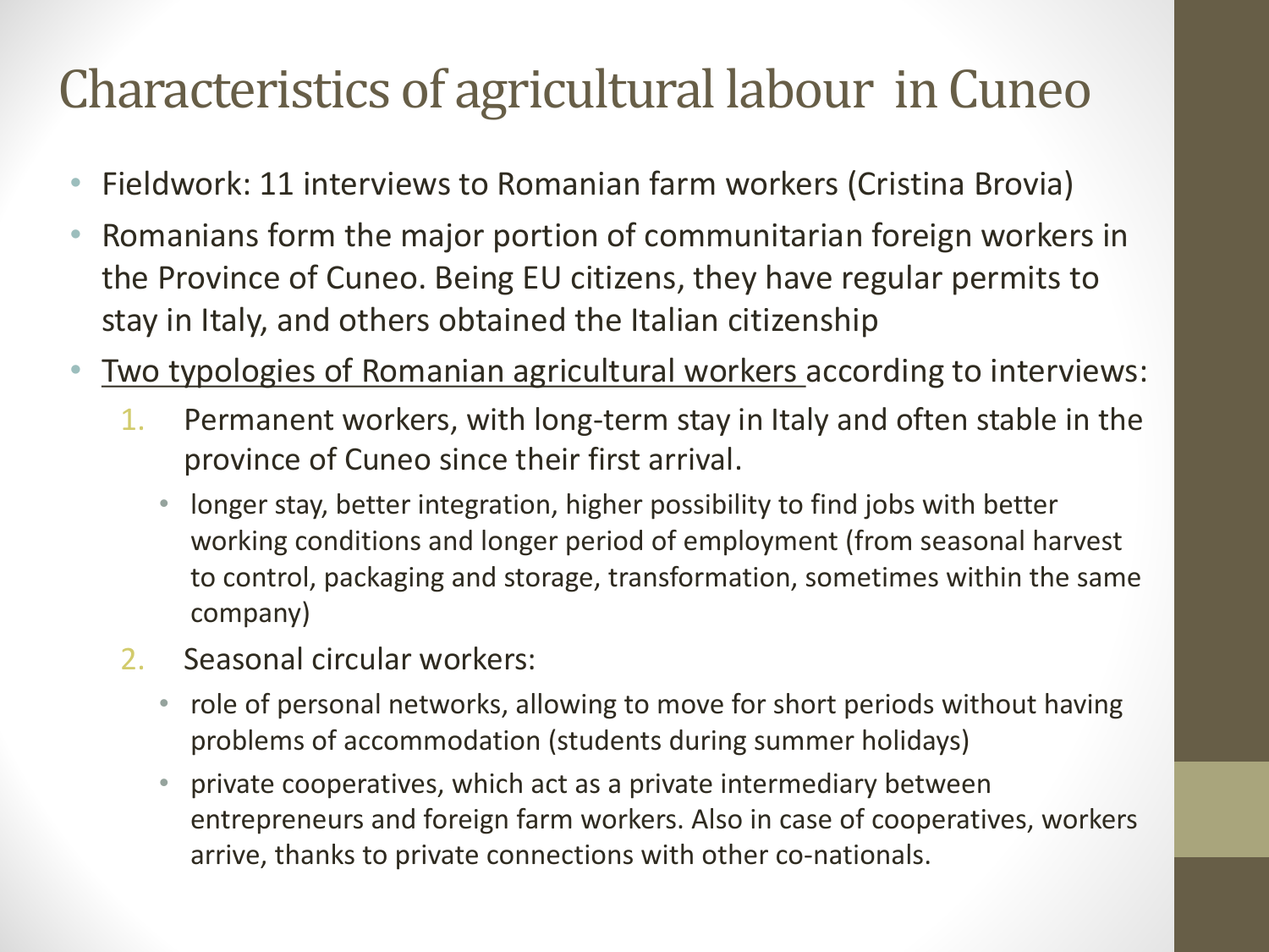# Characteristics of agricultural labour in Cuneo

- Fieldwork: 11 interviews to Romanian farm workers (Cristina Brovia)
- Romanians form the major portion of communitarian foreign workers in the Province of Cuneo. Being EU citizens, they have regular permits to stay in Italy, and others obtained the Italian citizenship
- <u>Two typologies of Romanian agricultural workers</u> according to interviews:
    1. Permanent workers, with long-term stay in Italy and often stable in the province of Cuneo since their first arrival.
        - longer stay, better integration, higher possibility to find jobs with better working conditions and longer period of employment (from seasonal harvest to control, packaging and storage, transformation, sometimes within the same company)
    2. Seasonal circular workers:
        - role of personal networks, allowing to move for short periods without having problems of accommodation (students during summer holidays)
        - private cooperatives, which act as a private intermediary between entrepreneurs and foreign farm workers. Also in case of cooperatives, workers arrive, thanks to private connections with other co-nationals.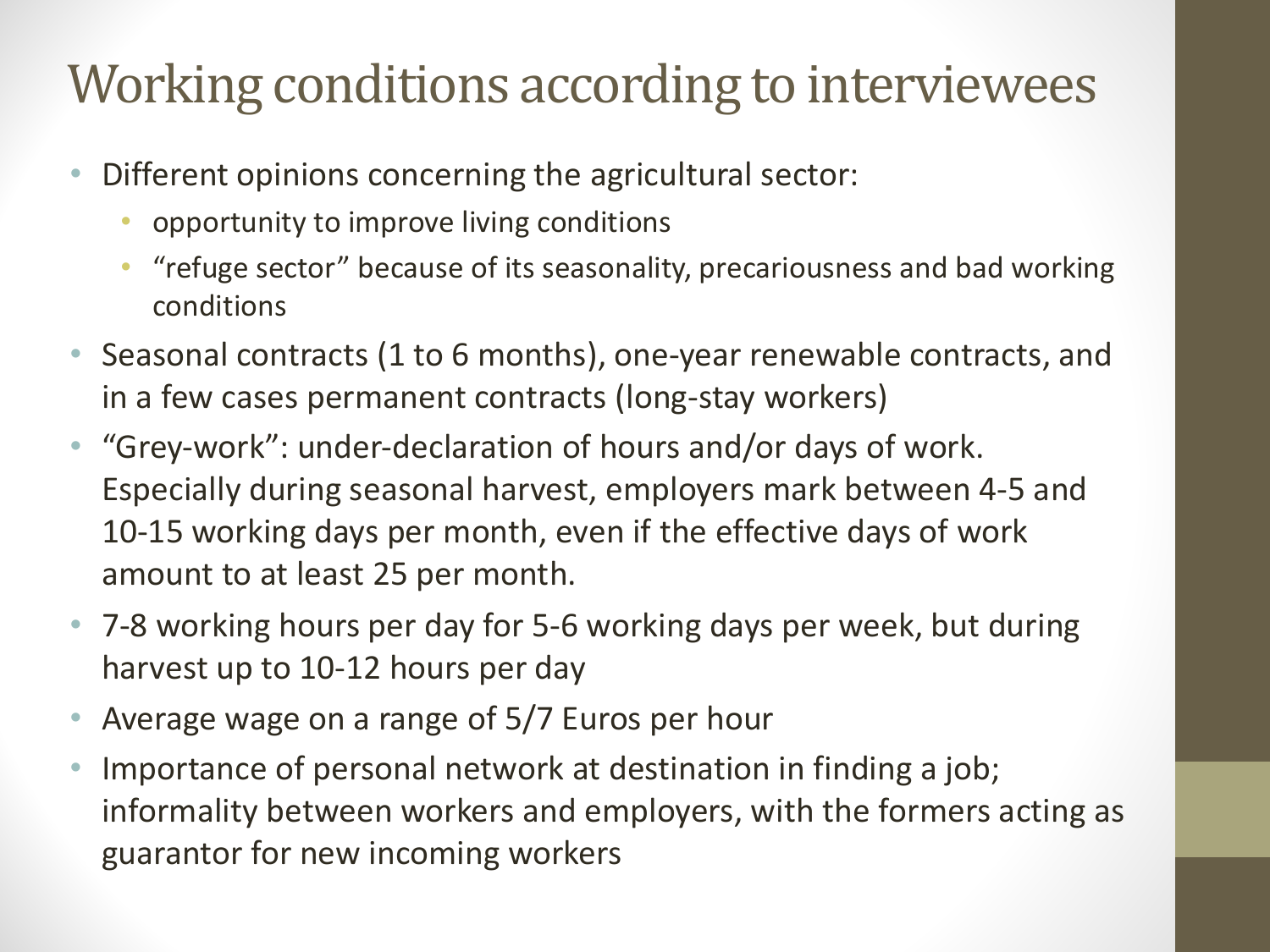# Working conditions according to interviewees

- Different opinions concerning the agricultural sector:
  - opportunity to improve living conditions
  - "refuge sector" because of its seasonality, precariousness and bad working conditions
- Seasonal contracts (1 to 6 months), one-year renewable contracts, and in a few cases permanent contracts (long-stay workers)
- "Grey-work": under-declaration of hours and/or days of work. Especially during seasonal harvest, employers mark between 4-5 and 10-15 working days per month, even if the effective days of work amount to at least 25 per month.
- 7-8 working hours per day for 5-6 working days per week, but during harvest up to 10-12 hours per day
- Average wage on a range of 5/7 Euros per hour
- Importance of personal network at destination in finding a job; informality between workers and employers, with the formers acting as guarantor for new incoming workers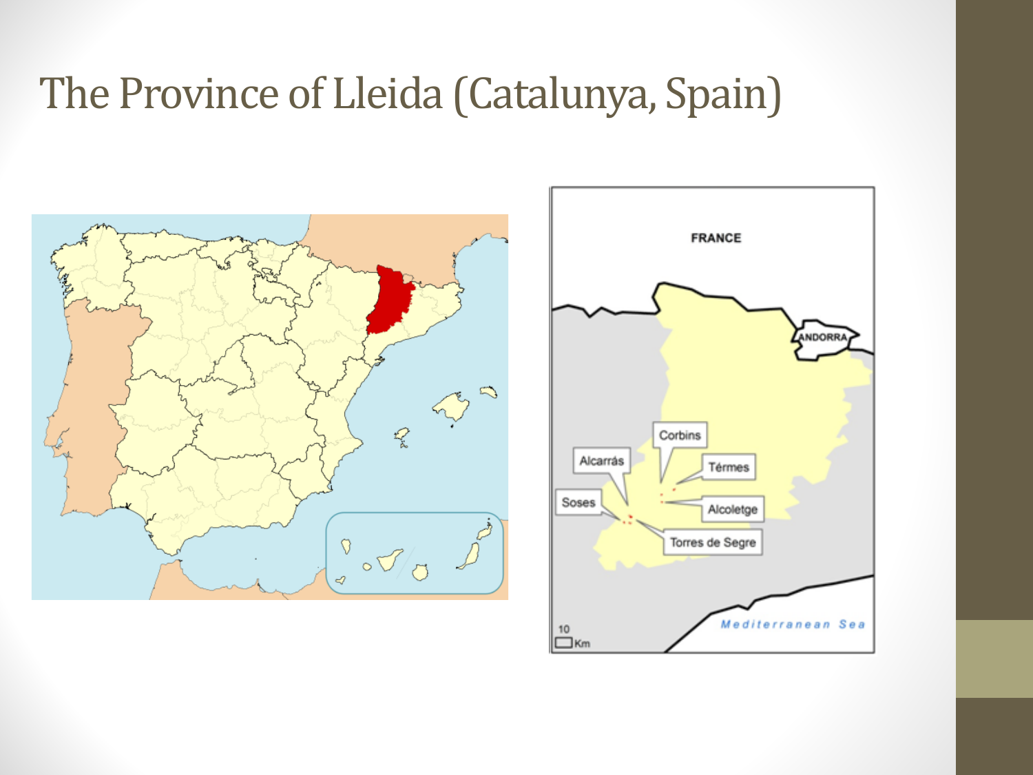# The Province of Lleida (Catalunya, Spain)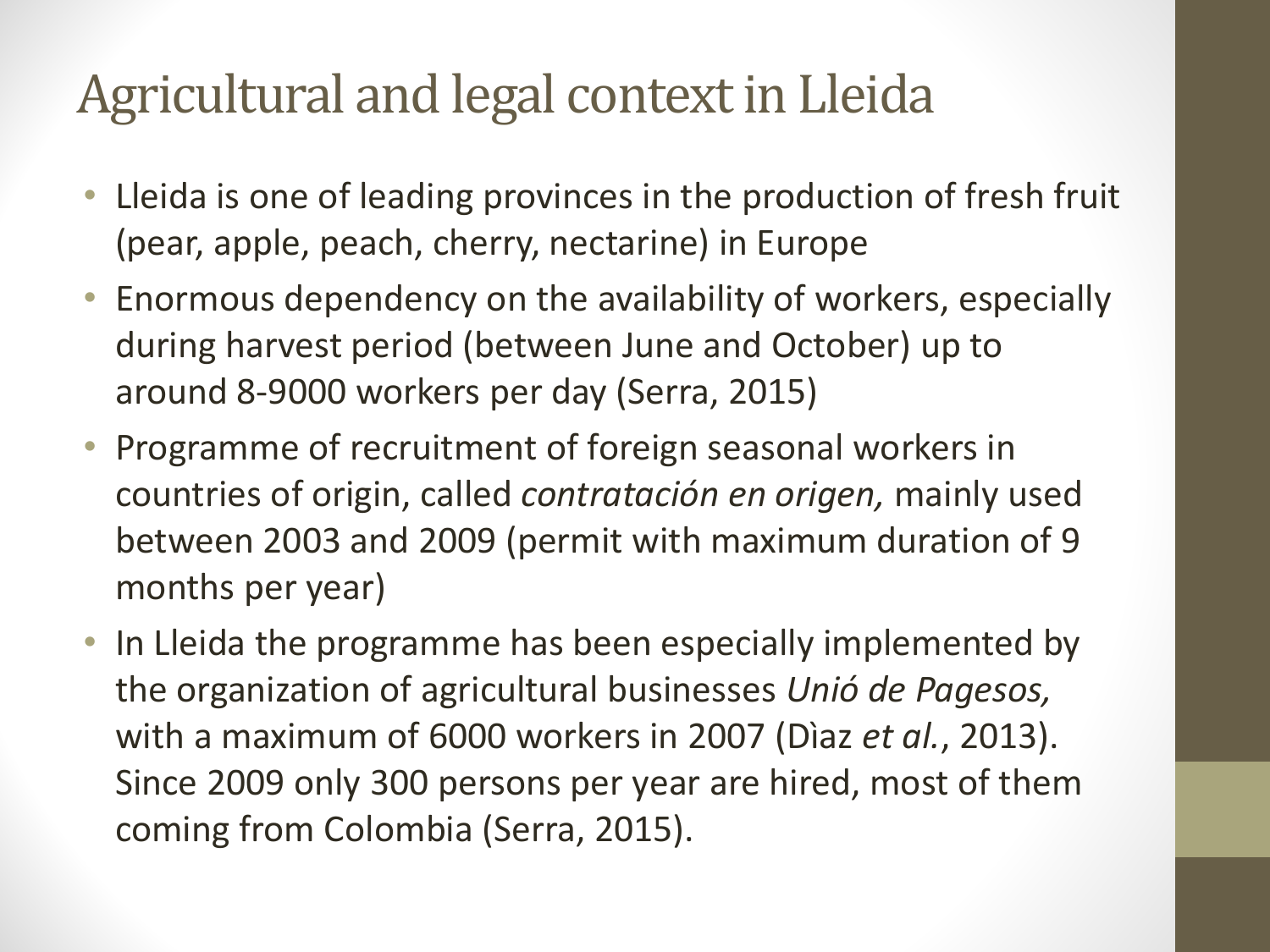# Agricultural and legal context in Lleida

- Lleida is one of leading provinces in the production of fresh fruit (pear, apple, peach, cherry, nectarine) in Europe
- Enormous dependency on the availability of workers, especially during harvest period (between June and October) up to around 8-9000 workers per day (Serra, 2015)
- Programme of recruitment of foreign seasonal workers in countries of origin, called *contratación en origen,* mainly used between 2003 and 2009 (permit with maximum duration of 9 months per year)
- In Lleida the programme has been especially implemented by the organization of agricultural businesses *Unió de Pagesos,* with a maximum of 6000 workers in 2007 (Dìaz *et al.*, 2013). Since 2009 only 300 persons per year are hired, most of them coming from Colombia (Serra, 2015).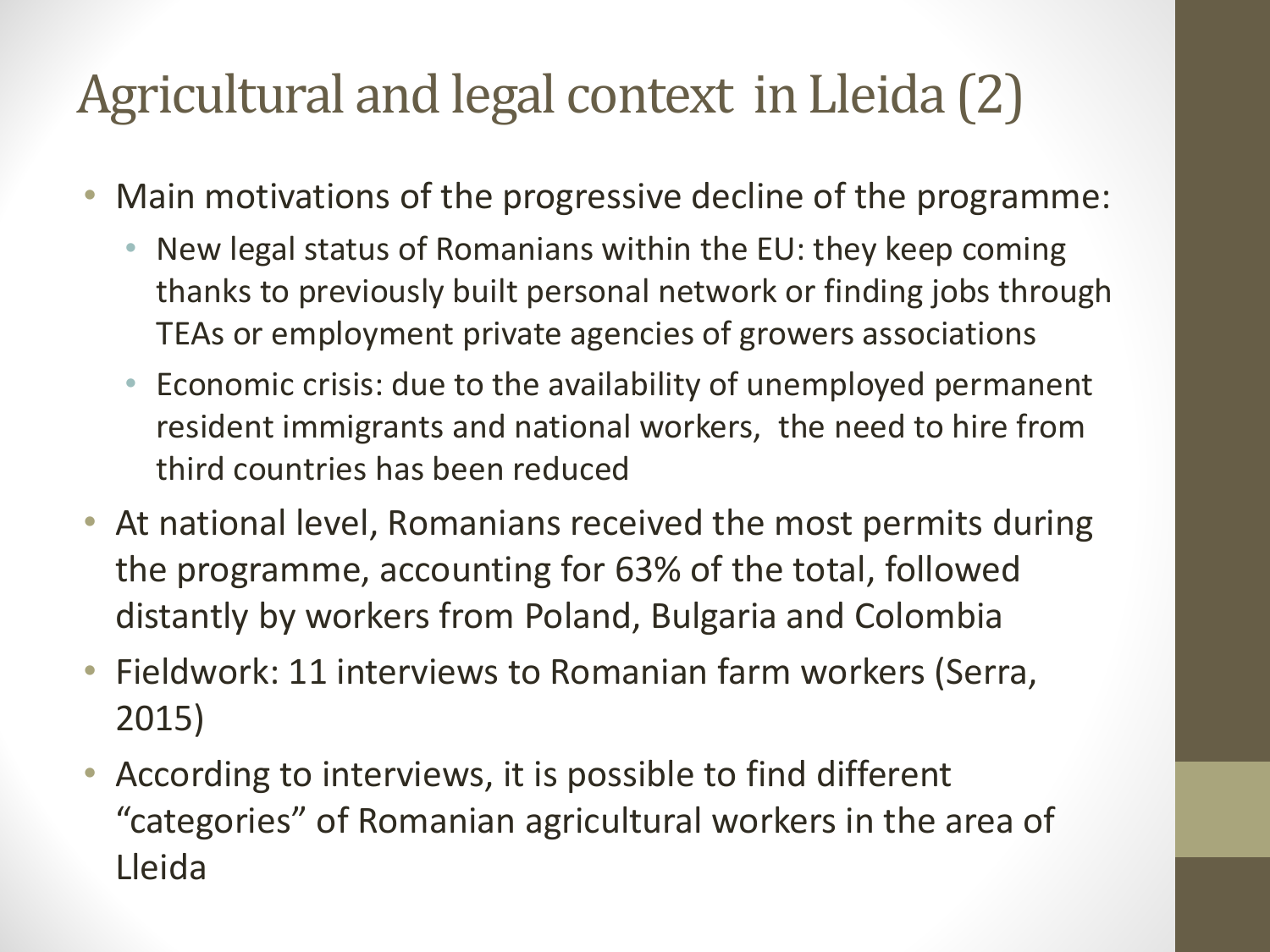# Agricultural and legal context in Lleida (2)

- Main motivations of the progressive decline of the programme:
  - New legal status of Romanians within the EU: they keep coming thanks to previously built personal network or finding jobs through TEAs or employment private agencies of growers associations
  - Economic crisis: due to the availability of unemployed permanent resident immigrants and national workers, the need to hire from third countries has been reduced
- At national level, Romanians received the most permits during the programme, accounting for 63% of the total, followed distantly by workers from Poland, Bulgaria and Colombia
- Fieldwork: 11 interviews to Romanian farm workers (Serra, 2015)
- According to interviews, it is possible to find different "categories" of Romanian agricultural workers in the area of Lleida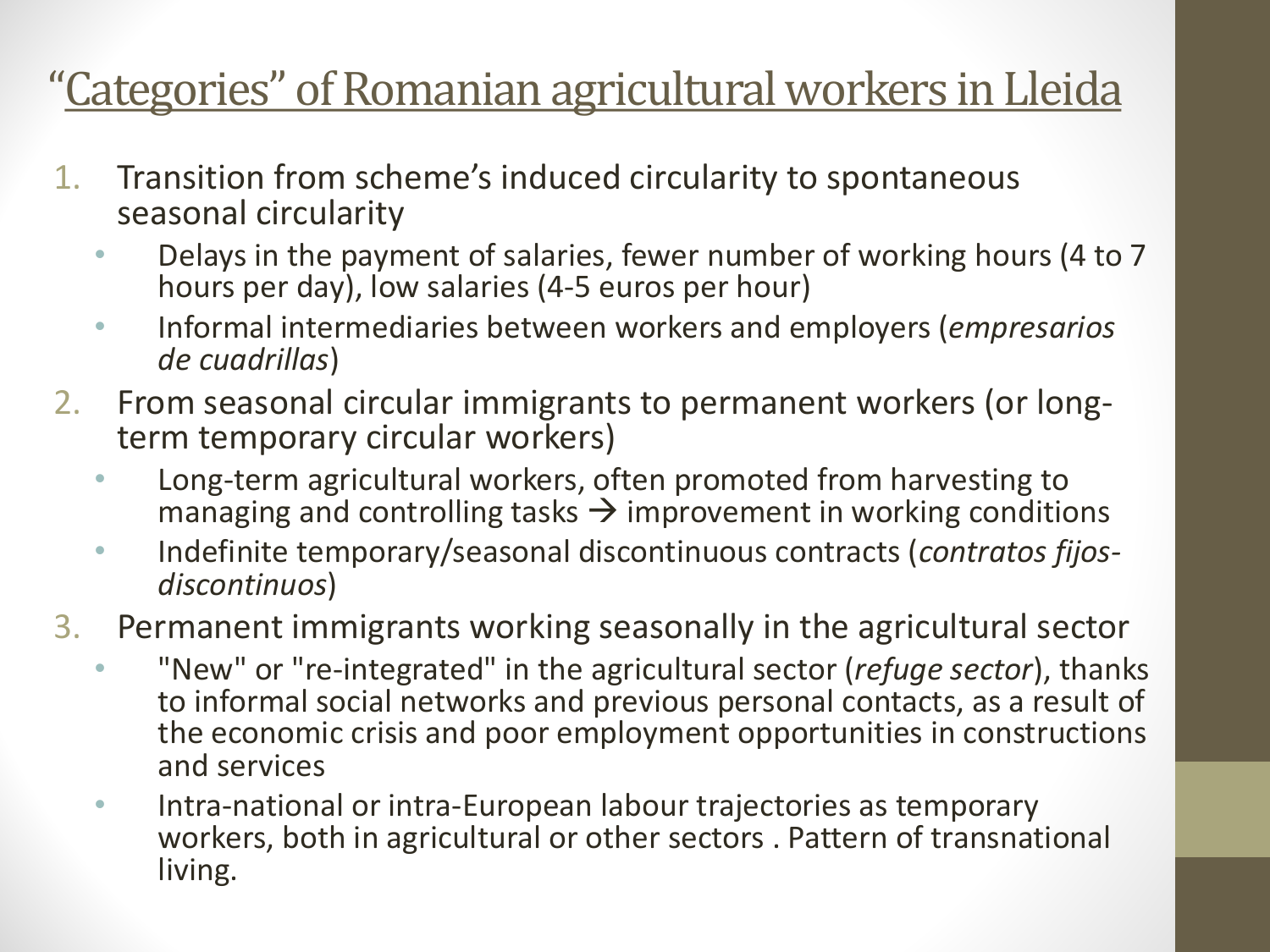# “Categories” of Romanian agricultural workers in Lleida

1. Transition from scheme’s induced circularity to spontaneous seasonal circularity
   - Delays in the payment of salaries, fewer number of working hours (4 to 7 hours per day), low salaries (4-5 euros per hour)
   - Informal intermediaries between workers and employers (*empresarios de cuadrillas*)
2. From seasonal circular immigrants to permanent workers (or long-term temporary circular workers)
   - Long-term agricultural workers, often promoted from harvesting to managing and controlling tasks → improvement in working conditions
   - Indefinite temporary/seasonal discontinuous contracts (*contratos fijos-discontinuos*)
3. Permanent immigrants working seasonally in the agricultural sector
   - "New" or "re-integrated" in the agricultural sector (*refuge sector*), thanks to informal social networks and previous personal contacts, as a result of the economic crisis and poor employment opportunities in constructions and services
   - Intra-national or intra-European labour trajectories as temporary workers, both in agricultural or other sectors . Pattern of transnational living.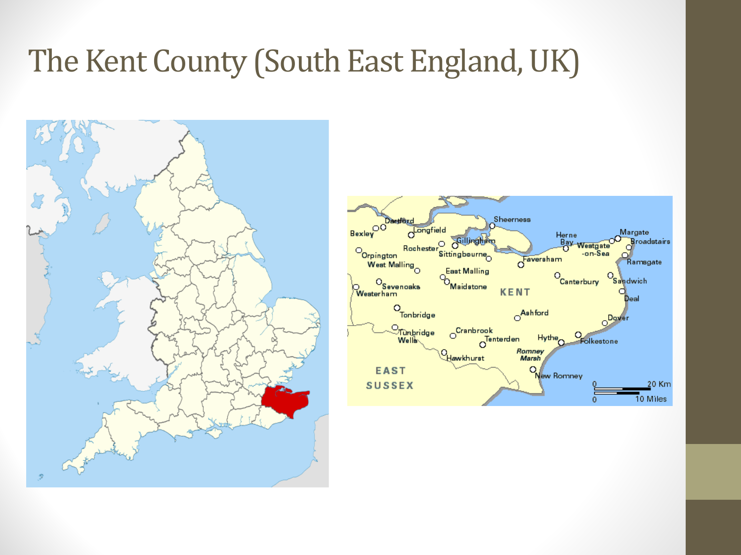# The Kent County (South East England, UK)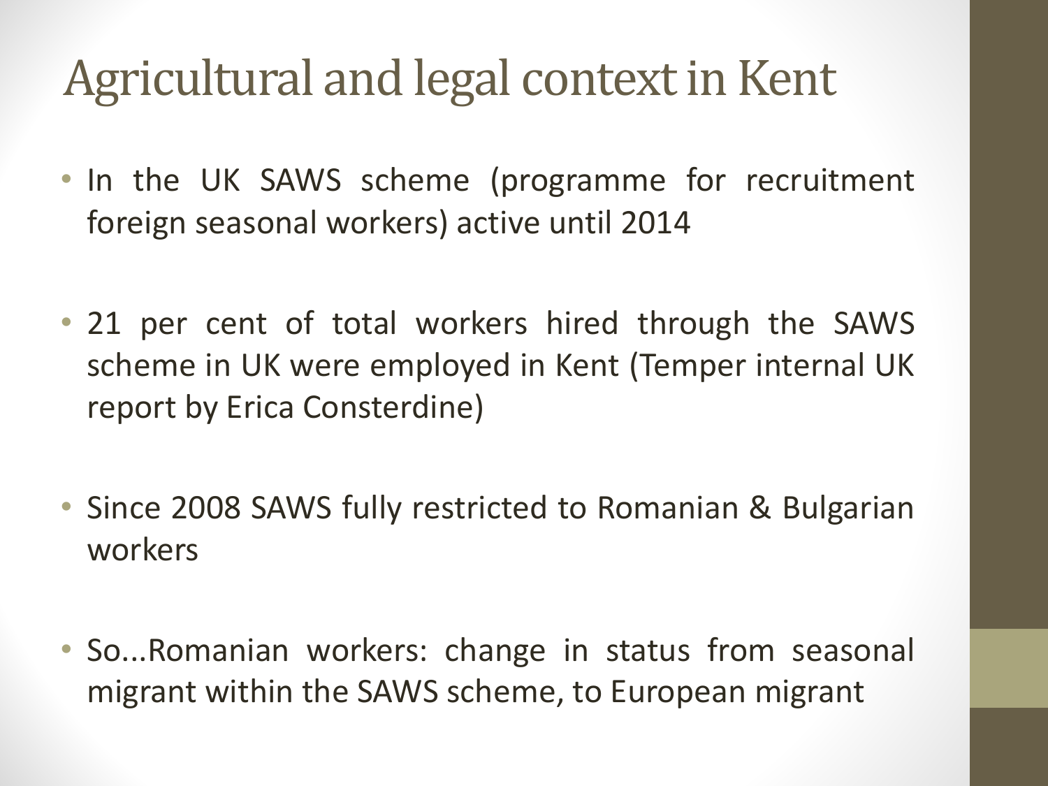# Agricultural and legal context in Kent

- In the UK SAWS scheme (programme for recruitment foreign seasonal workers) active until 2014
- 21 per cent of total workers hired through the SAWS scheme in UK were employed in Kent (Temper internal UK report by Erica Consterdine)
- Since 2008 SAWS fully restricted to Romanian & Bulgarian workers
- So...Romanian workers: change in status from seasonal migrant within the SAWS scheme, to European migrant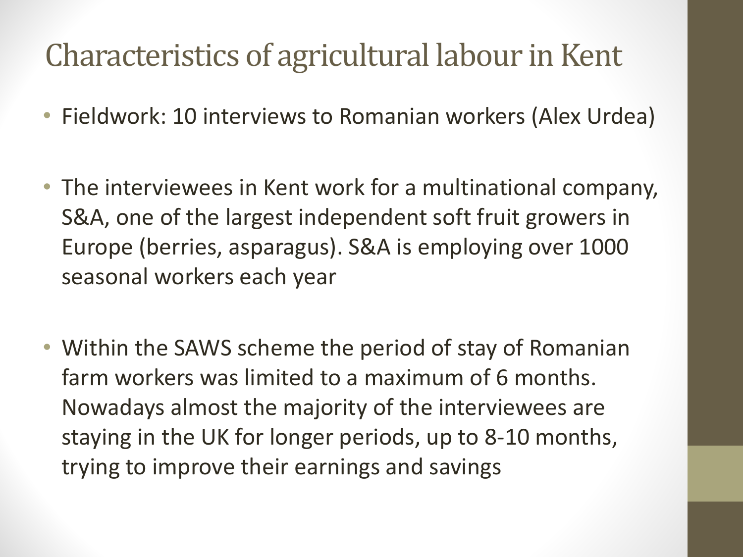# Characteristics of agricultural labour in Kent

- Fieldwork: 10 interviews to Romanian workers (Alex Urdea)

- The interviewees in Kent work for a multinational company, S&A, one of the largest independent soft fruit growers in Europe (berries, asparagus). S&A is employing over 1000 seasonal workers each year

- Within the SAWS scheme the period of stay of Romanian farm workers was limited to a maximum of 6 months. Nowadays almost the majority of the interviewees are staying in the UK for longer periods, up to 8-10 months, trying to improve their earnings and savings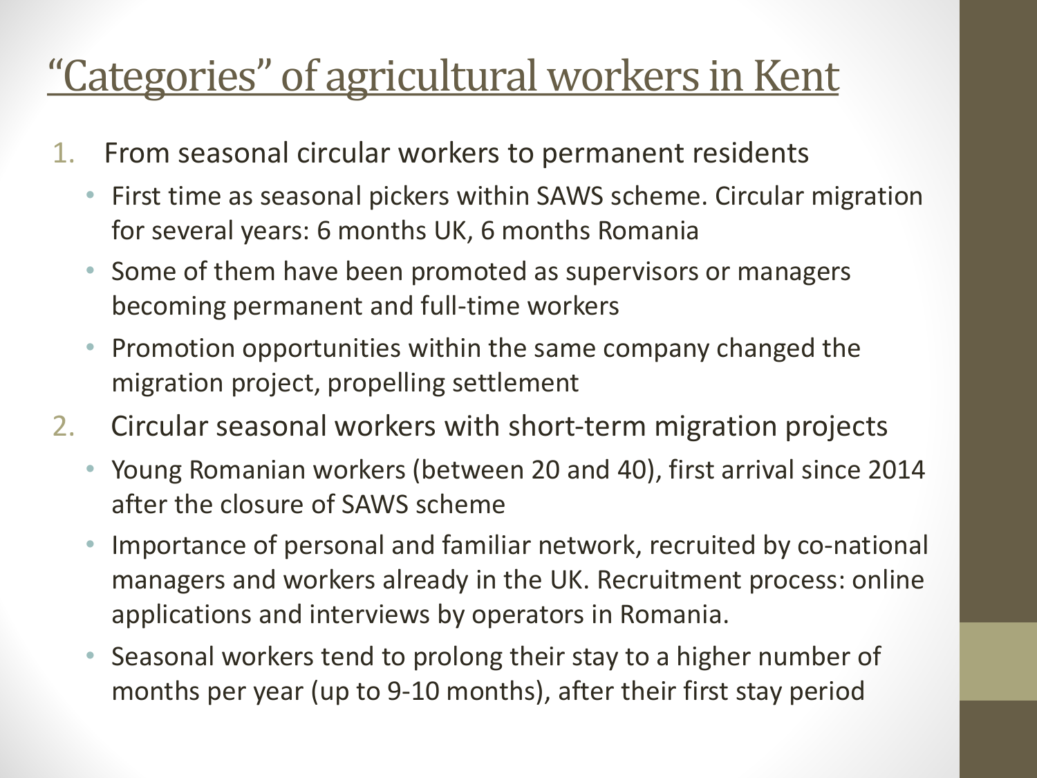# "Categories" of agricultural workers in Kent

1. From seasonal circular workers to permanent residents
    - First time as seasonal pickers within SAWS scheme. Circular migration for several years: 6 months UK, 6 months Romania
    - Some of them have been promoted as supervisors or managers becoming permanent and full-time workers
    - Promotion opportunities within the same company changed the migration project, propelling settlement
2. Circular seasonal workers with short-term migration projects
    - Young Romanian workers (between 20 and 40), first arrival since 2014 after the closure of SAWS scheme
    - Importance of personal and familiar network, recruited by co-national managers and workers already in the UK. Recruitment process: online applications and interviews by operators in Romania.
    - Seasonal workers tend to prolong their stay to a higher number of months per year (up to 9-10 months), after their first stay period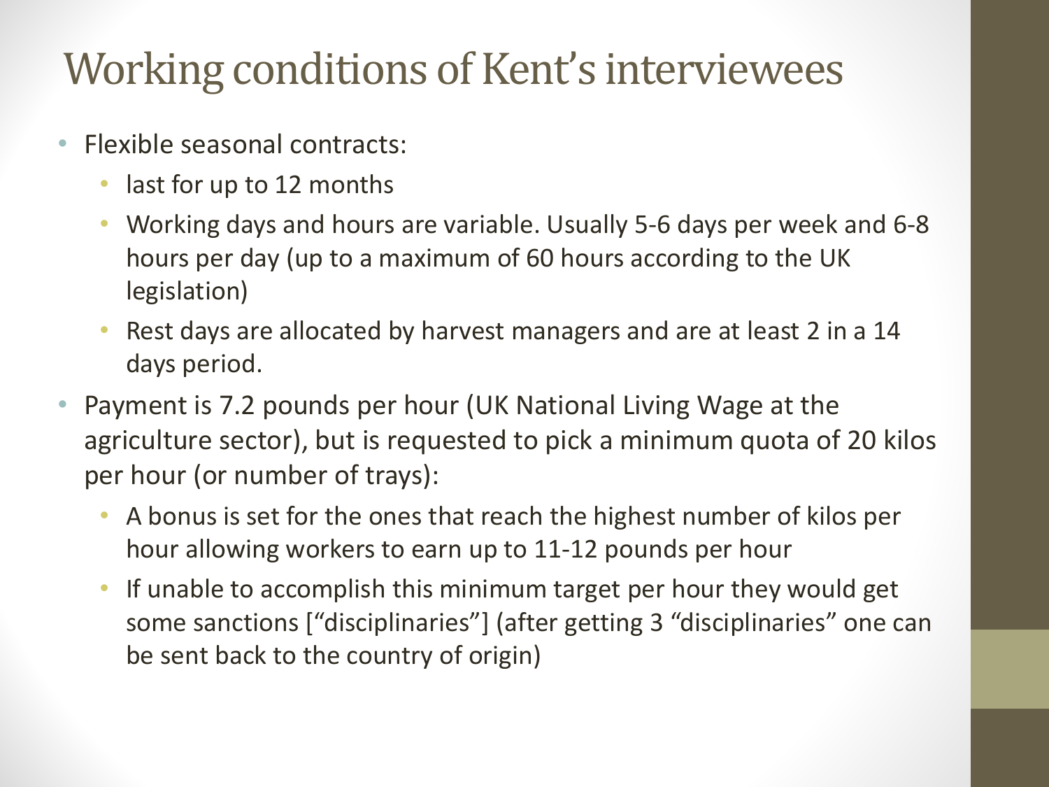# Working conditions of Kent's interviewees

- Flexible seasonal contracts:
  - last for up to 12 months
  - Working days and hours are variable. Usually 5-6 days per week and 6-8 hours per day (up to a maximum of 60 hours according to the UK legislation)
  - Rest days are allocated by harvest managers and are at least 2 in a 14 days period.
- Payment is 7.2 pounds per hour (UK National Living Wage at the agriculture sector), but is requested to pick a minimum quota of 20 kilos per hour (or number of trays):
  - A bonus is set for the ones that reach the highest number of kilos per hour allowing workers to earn up to 11-12 pounds per hour
  - If unable to accomplish this minimum target per hour they would get some sanctions ["disciplinaries"] (after getting 3 "disciplinaries" one can be sent back to the country of origin)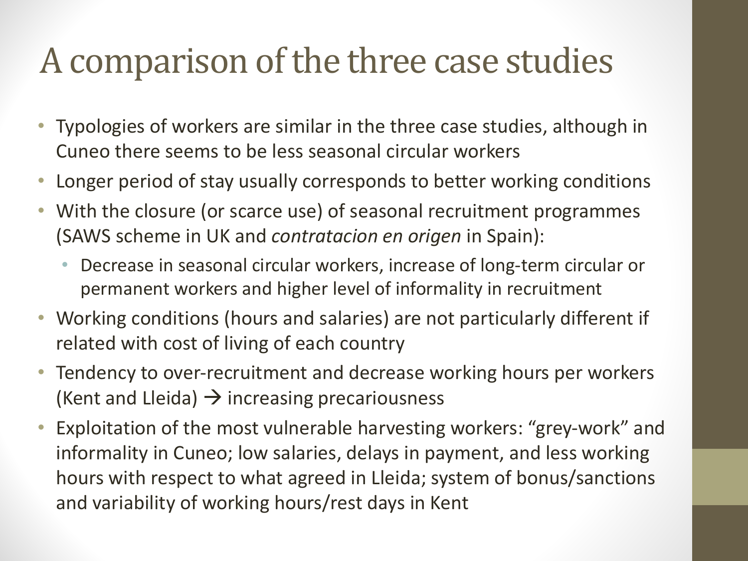# A comparison of the three case studies

- Typologies of workers are similar in the three case studies, although in Cuneo there seems to be less seasonal circular workers
- Longer period of stay usually corresponds to better working conditions
- With the closure (or scarce use) of seasonal recruitment programmes (SAWS scheme in UK and *contratacion en origen* in Spain):
  - Decrease in seasonal circular workers, increase of long-term circular or permanent workers and higher level of informality in recruitment
- Working conditions (hours and salaries) are not particularly different if related with cost of living of each country
- Tendency to over-recruitment and decrease working hours per workers (Kent and Lleida) → increasing precariousness
- Exploitation of the most vulnerable harvesting workers: "grey-work" and informality in Cuneo; low salaries, delays in payment, and less working hours with respect to what agreed in Lleida; system of bonus/sanctions and variability of working hours/rest days in Kent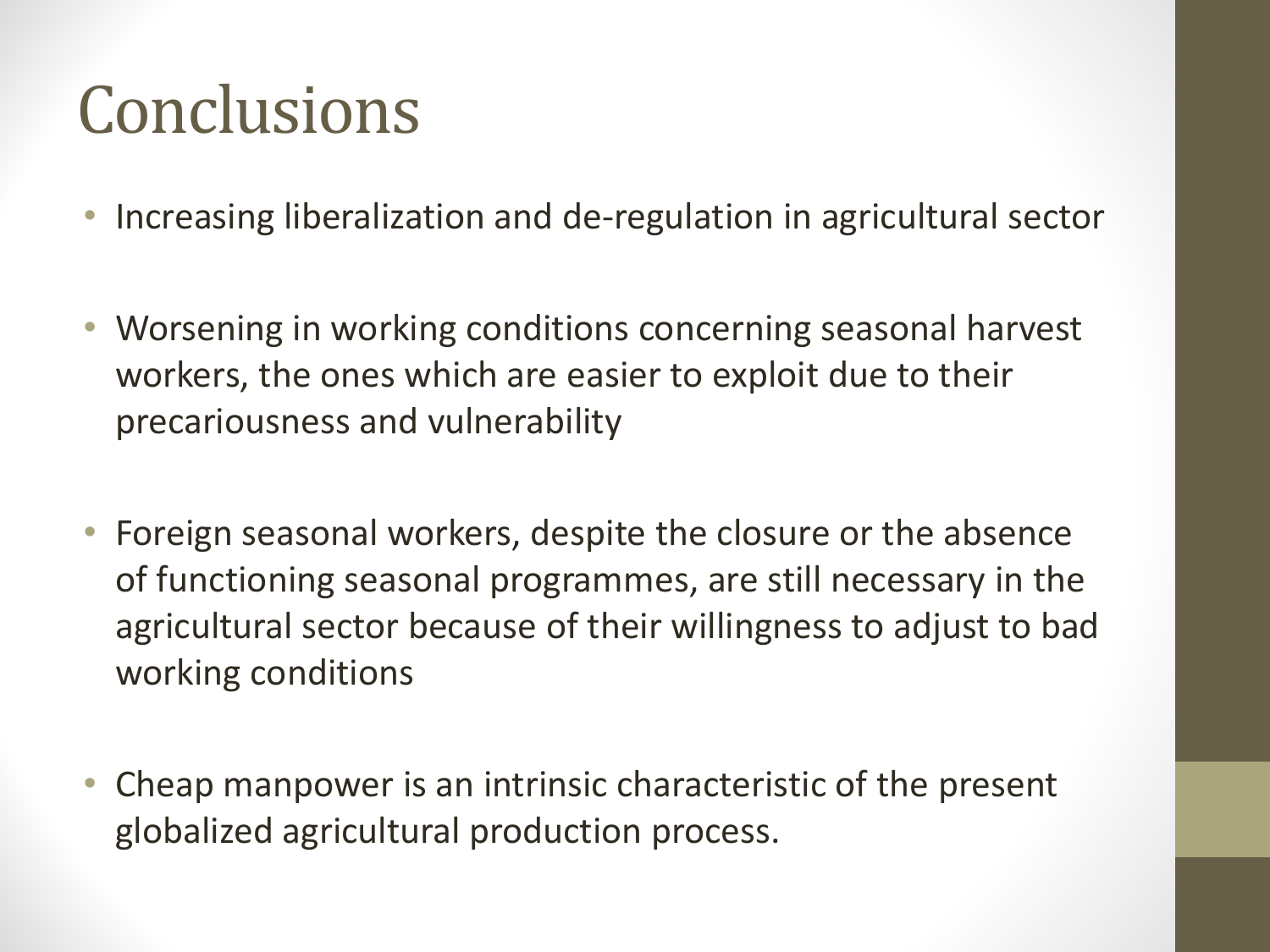# Conclusions

- Increasing liberalization and de-regulation in agricultural sector
- Worsening in working conditions concerning seasonal harvest workers, the ones which are easier to exploit due to their precariousness and vulnerability
- Foreign seasonal workers, despite the closure or the absence of functioning seasonal programmes, are still necessary in the agricultural sector because of their willingness to adjust to bad working conditions
- Cheap manpower is an intrinsic characteristic of the present globalized agricultural production process.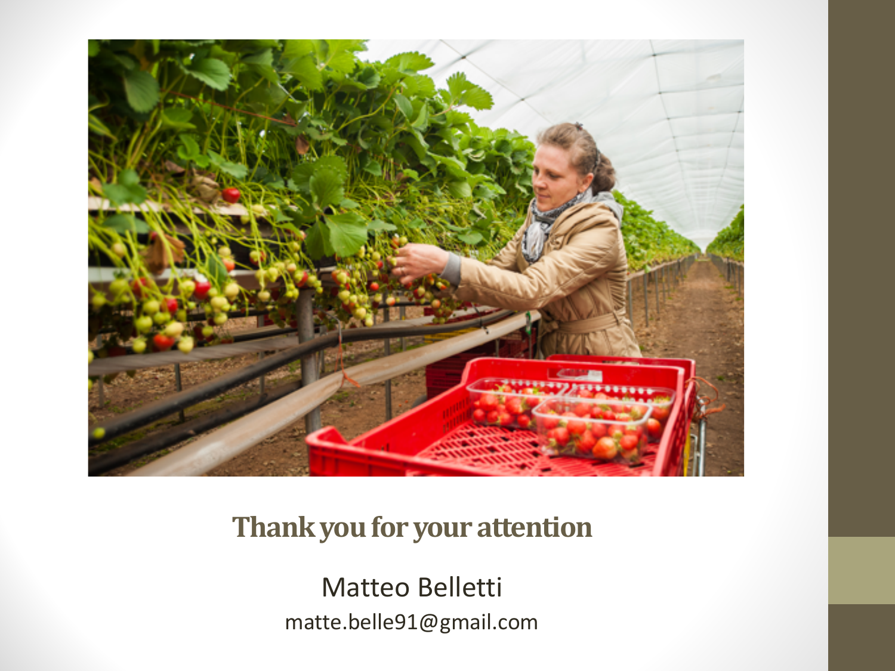**Thank you for your attention**

Matteo Belletti

matte.belle91@gmail.com